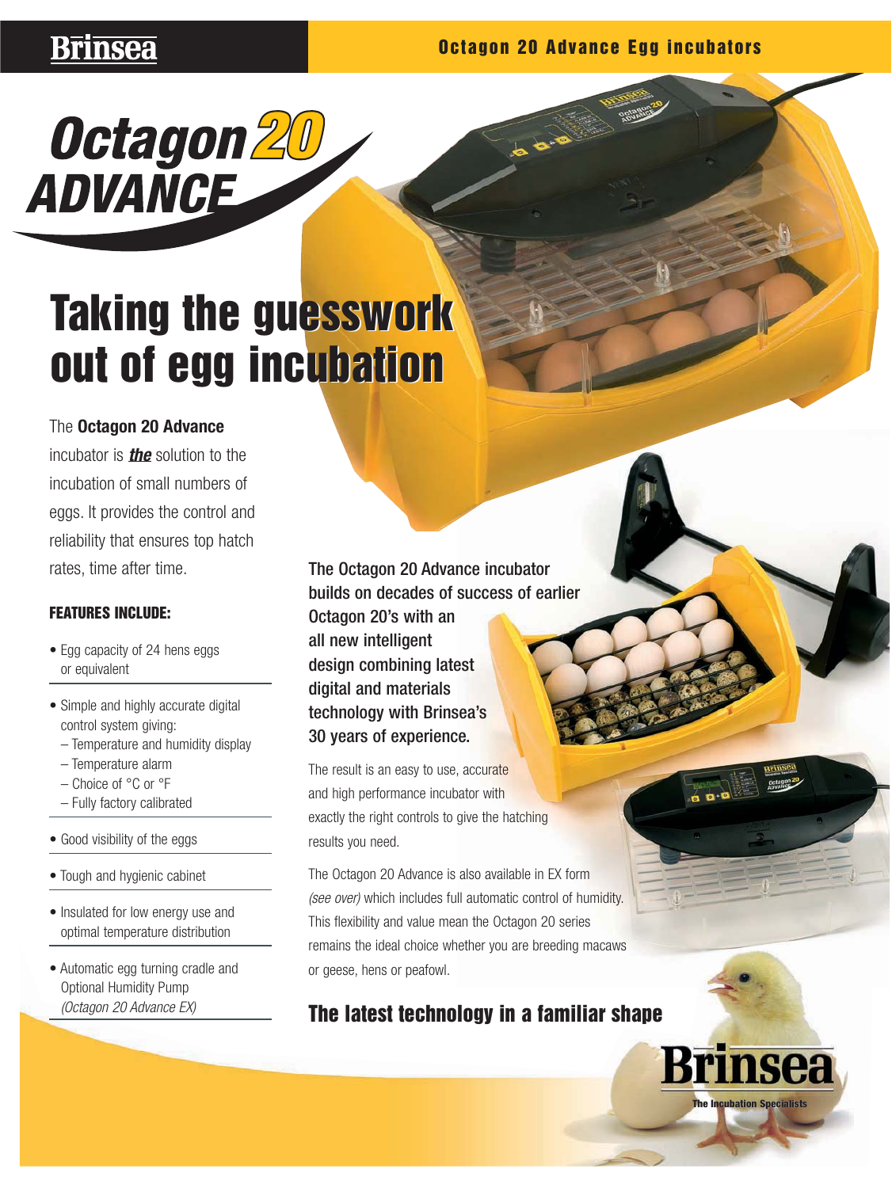# Octagon 20 ADVANCE

## Taking the guesswork out of egg incubation

The **Octagon 20 Advance** incubator is ***the*** solution to the incubation of small numbers of eggs. It provides the control and reliability that ensures top hatch rates, time after time.

### FEATURES INCLUDE:

- Egg capacity of 24 hens eggs or equivalent
- Simple and highly accurate digital control system giving:
  - Temperature and humidity display
  - Temperature alarm
  - Choice of °C or °F
  - Fully factory calibrated
- Good visibility of the eggs
- Tough and hygienic cabinet
- Insulated for low energy use and optimal temperature distribution
- Automatic egg turning cradle and Optional Humidity Pump *(Octagon 20 Advance EX)*

**The Octagon 20 Advance incubator builds on decades of success of earlier Octagon 20's with an all new intelligent design combining latest digital and materials technology with Brinsea's 30 years of experience.**

The result is an easy to use, accurate and high performance incubator with exactly the right controls to give the hatching results you need.

The Octagon 20 Advance is also available in EX form *(see over)* which includes full automatic control of humidity. This flexibility and value mean the Octagon 20 series remains the ideal choice whether you are breeding macaws or geese, hens or peafowl.

## The latest technology in a familiar shape

**Brinsea**
The Incubation Specialists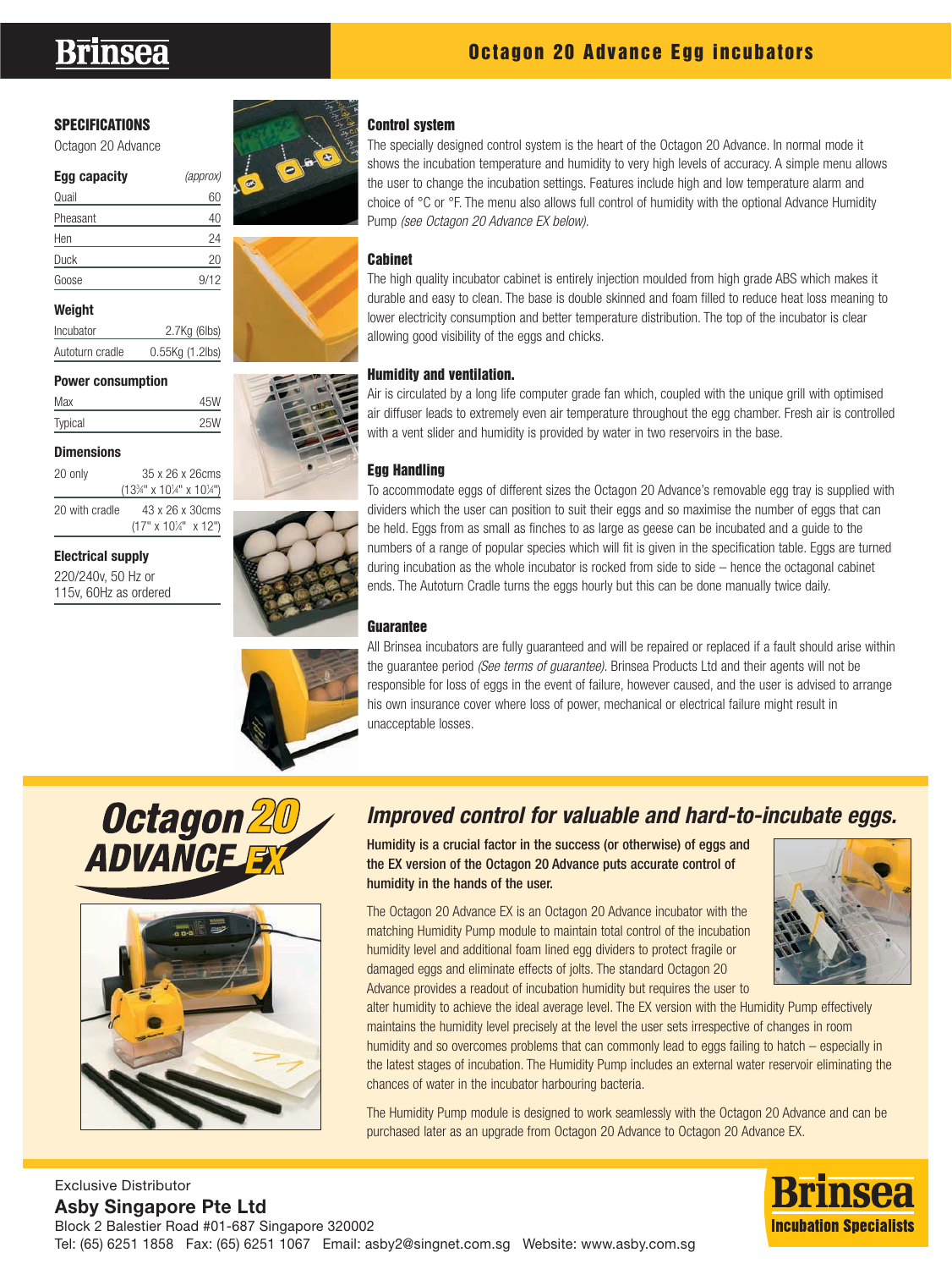# Octagon 20 Advance Egg incubators

## SPECIFICATIONS

Octagon 20 Advance

| Egg capacity | *(approx)* |
|---|---|
| Quail | 60 |
| Pheasant | 40 |
| Hen | 24 |
| Duck | 20 |
| Goose | 9/12 |

| Weight | |
|---|---|
| Incubator | 2.7Kg (6lbs) |
| Autoturn cradle | 0.55Kg (1.2lbs) |

| Power consumption | |
|---|---|
| Max | 45W |
| Typical | 25W |

| Dimensions | |
|---|---|
| 20 only | 35 x 26 x 26cms (13¾" x 10¼" x 10¼") |
| 20 with cradle | 43 x 26 x 30cms (17" x 10¼" x 12") |

**Electrical supply**

220/240v, 50 Hz or
115v, 60Hz as ordered

### Control system

The specially designed control system is the heart of the Octagon 20 Advance. In normal mode it shows the incubation temperature and humidity to very high levels of accuracy. A simple menu allows the user to change the incubation settings. Features include high and low temperature alarm and choice of °C or °F. The menu also allows full control of humidity with the optional Advance Humidity Pump *(see Octagon 20 Advance EX below)*.

### Cabinet

The high quality incubator cabinet is entirely injection moulded from high grade ABS which makes it durable and easy to clean. The base is double skinned and foam filled to reduce heat loss meaning to lower electricity consumption and better temperature distribution. The top of the incubator is clear allowing good visibility of the eggs and chicks.

### Humidity and ventilation.

Air is circulated by a long life computer grade fan which, coupled with the unique grill with optimised air diffuser leads to extremely even air temperature throughout the egg chamber. Fresh air is controlled with a vent slider and humidity is provided by water in two reservoirs in the base.

### Egg Handling

To accommodate eggs of different sizes the Octagon 20 Advance's removable egg tray is supplied with dividers which the user can position to suit their eggs and so maximise the number of eggs that can be held. Eggs from as small as finches to as large as geese can be incubated and a guide to the numbers of a range of popular species which will fit is given in the specification table. Eggs are turned during incubation as the whole incubator is rocked from side to side – hence the octagonal cabinet ends. The Autoturn Cradle turns the eggs hourly but this can be done manually twice daily.

### Guarantee

All Brinsea incubators are fully guaranteed and will be repaired or replaced if a fault should arise within the guarantee period *(See terms of guarantee)*. Brinsea Products Ltd and their agents will not be responsible for loss of eggs in the event of failure, however caused, and the user is advised to arrange his own insurance cover where loss of power, mechanical or electrical failure might result in unacceptable losses.

## Octagon 20 ADVANCE EX

## *Improved control for valuable and hard-to-incubate eggs.*

**Humidity is a crucial factor in the success (or otherwise) of eggs and the EX version of the Octagon 20 Advance puts accurate control of humidity in the hands of the user.**

The Octagon 20 Advance EX is an Octagon 20 Advance incubator with the matching Humidity Pump module to maintain total control of the incubation humidity level and additional foam lined egg dividers to protect fragile or damaged eggs and eliminate effects of jolts. The standard Octagon 20 Advance provides a readout of incubation humidity but requires the user to alter humidity to achieve the ideal average level. The EX version with the Humidity Pump effectively maintains the humidity level precisely at the level the user sets irrespective of changes in room humidity and so overcomes problems that can commonly lead to eggs failing to hatch – especially in the latest stages of incubation. The Humidity Pump includes an external water reservoir eliminating the chances of water in the incubator harbouring bacteria.

The Humidity Pump module is designed to work seamlessly with the Octagon 20 Advance and can be purchased later as an upgrade from Octagon 20 Advance to Octagon 20 Advance EX.

Exclusive Distributor
**Asby Singapore Pte Ltd**
Block 2 Balestier Road #01-687 Singapore 320002
Tel: (65) 6251 1858 Fax: (65) 6251 1067 Email: asby2@singnet.com.sg Website: www.asby.com.sg

Brinsea
Incubation Specialists